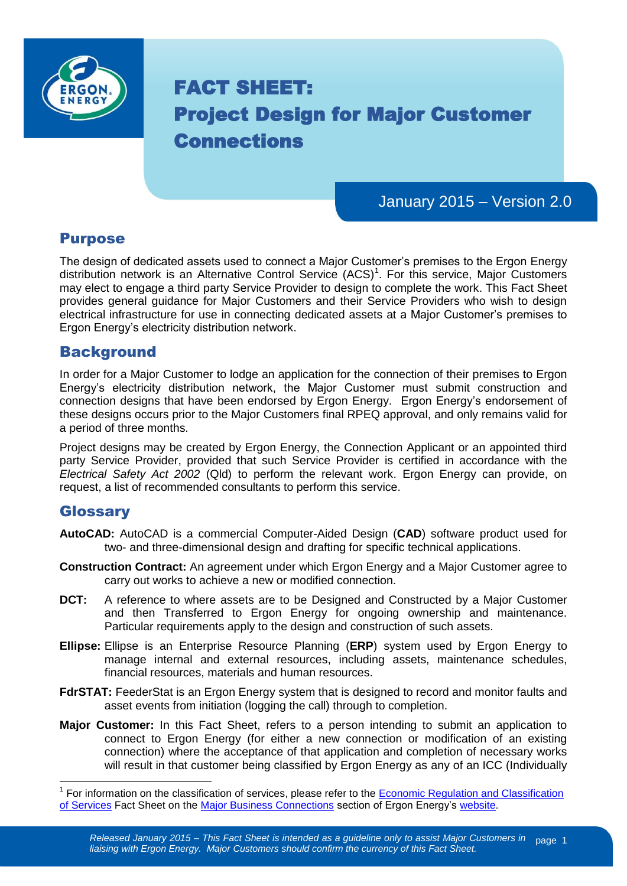# FACT SHEET: Project Design for Major Customer Connections

January 2015 – Version 2.0

## Purpose

The design of dedicated assets used to connect a Major Customer's premises to the Ergon Energy distribution network is an Alternative Control Service (ACS)[1]. For this service, Major Customers may elect to engage a third party Service Provider to design to complete the work. This Fact Sheet provides general guidance for Major Customers and their Service Providers who wish to design electrical infrastructure for use in connecting dedicated assets at a Major Customer's premises to Ergon Energy's electricity distribution network.

## Background

In order for a Major Customer to lodge an application for the connection of their premises to Ergon Energy's electricity distribution network, the Major Customer must submit construction and connection designs that have been endorsed by Ergon Energy. Ergon Energy's endorsement of these designs occurs prior to the Major Customers final RPEQ approval, and only remains valid for a period of three months.

Project designs may be created by Ergon Energy, the Connection Applicant or an appointed third party Service Provider, provided that such Service Provider is certified in accordance with the *Electrical Safety Act 2002* (Qld) to perform the relevant work. Ergon Energy can provide, on request, a list of recommended consultants to perform this service.

## Glossary

**AutoCAD:** AutoCAD is a commercial Computer-Aided Design (**CAD**) software product used for two- and three-dimensional design and drafting for specific technical applications.

**Construction Contract:** An agreement under which Ergon Energy and a Major Customer agree to carry out works to achieve a new or modified connection.

**DCT:** A reference to where assets are to be Designed and Constructed by a Major Customer and then Transferred to Ergon Energy for ongoing ownership and maintenance. Particular requirements apply to the design and construction of such assets.

**Ellipse:** Ellipse is an Enterprise Resource Planning (**ERP**) system used by Ergon Energy to manage internal and external resources, including assets, maintenance schedules, financial resources, materials and human resources.

**FdrSTAT:** FeederStat is an Ergon Energy system that is designed to record and monitor faults and asset events from initiation (logging the call) through to completion.

**Major Customer:** In this Fact Sheet, refers to a person intending to submit an application to connect to Ergon Energy (for either a new connection or modification of an existing connection) where the acceptance of that application and completion of necessary works will result in that customer being classified by Ergon Energy as any of an ICC (Individually

---

[1] For information on the classification of services, please refer to the Economic Regulation and Classification of Services Fact Sheet on the Major Business Connections section of Ergon Energy's website.

*Released January 2015 – This Fact Sheet is intended as a guideline only to assist Major Customers in liaising with Ergon Energy. Major Customers should confirm the currency of this Fact Sheet.*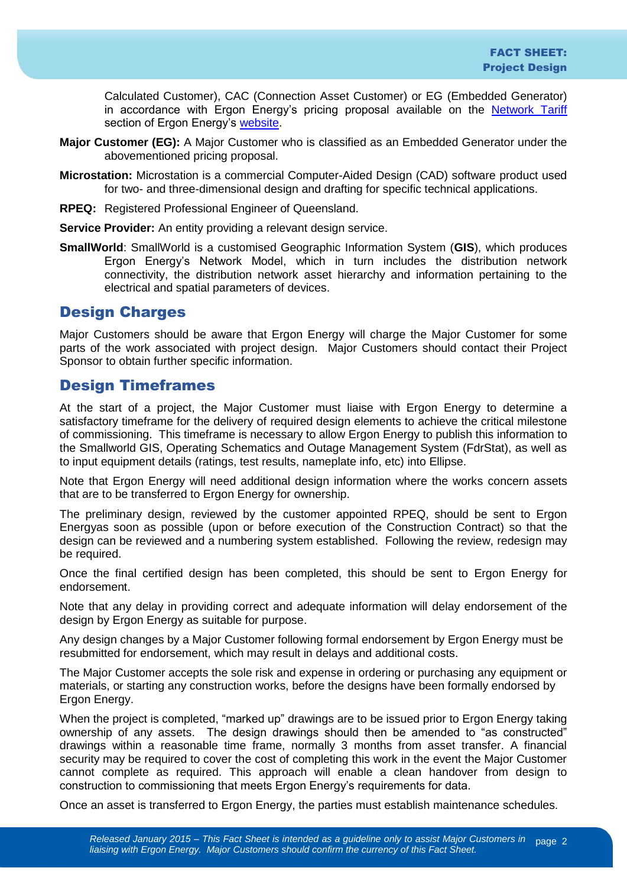Calculated Customer), CAC (Connection Asset Customer) or EG (Embedded Generator) in accordance with Ergon Energy's pricing proposal available on the Network Tariff section of Ergon Energy's website.

**Major Customer (EG):** A Major Customer who is classified as an Embedded Generator under the abovementioned pricing proposal.

**Microstation:** Microstation is a commercial Computer-Aided Design (CAD) software product used for two- and three-dimensional design and drafting for specific technical applications.

**RPEQ:** Registered Professional Engineer of Queensland.

**Service Provider:** An entity providing a relevant design service.

**SmallWorld**: SmallWorld is a customised Geographic Information System (**GIS**), which produces Ergon Energy's Network Model, which in turn includes the distribution network connectivity, the distribution network asset hierarchy and information pertaining to the electrical and spatial parameters of devices.

## Design Charges

Major Customers should be aware that Ergon Energy will charge the Major Customer for some parts of the work associated with project design. Major Customers should contact their Project Sponsor to obtain further specific information.

## Design Timeframes

At the start of a project, the Major Customer must liaise with Ergon Energy to determine a satisfactory timeframe for the delivery of required design elements to achieve the critical milestone of commissioning. This timeframe is necessary to allow Ergon Energy to publish this information to the Smallworld GIS, Operating Schematics and Outage Management System (FdrStat), as well as to input equipment details (ratings, test results, nameplate info, etc) into Ellipse.

Note that Ergon Energy will need additional design information where the works concern assets that are to be transferred to Ergon Energy for ownership.

The preliminary design, reviewed by the customer appointed RPEQ, should be sent to Ergon Energyas soon as possible (upon or before execution of the Construction Contract) so that the design can be reviewed and a numbering system established. Following the review, redesign may be required.

Once the final certified design has been completed, this should be sent to Ergon Energy for endorsement.

Note that any delay in providing correct and adequate information will delay endorsement of the design by Ergon Energy as suitable for purpose.

Any design changes by a Major Customer following formal endorsement by Ergon Energy must be resubmitted for endorsement, which may result in delays and additional costs.

The Major Customer accepts the sole risk and expense in ordering or purchasing any equipment or materials, or starting any construction works, before the designs have been formally endorsed by Ergon Energy.

When the project is completed, "marked up" drawings are to be issued prior to Ergon Energy taking ownership of any assets. The design drawings should then be amended to "as constructed" drawings within a reasonable time frame, normally 3 months from asset transfer. A financial security may be required to cover the cost of completing this work in the event the Major Customer cannot complete as required. This approach will enable a clean handover from design to construction to commissioning that meets Ergon Energy's requirements for data.

Once an asset is transferred to Ergon Energy, the parties must establish maintenance schedules.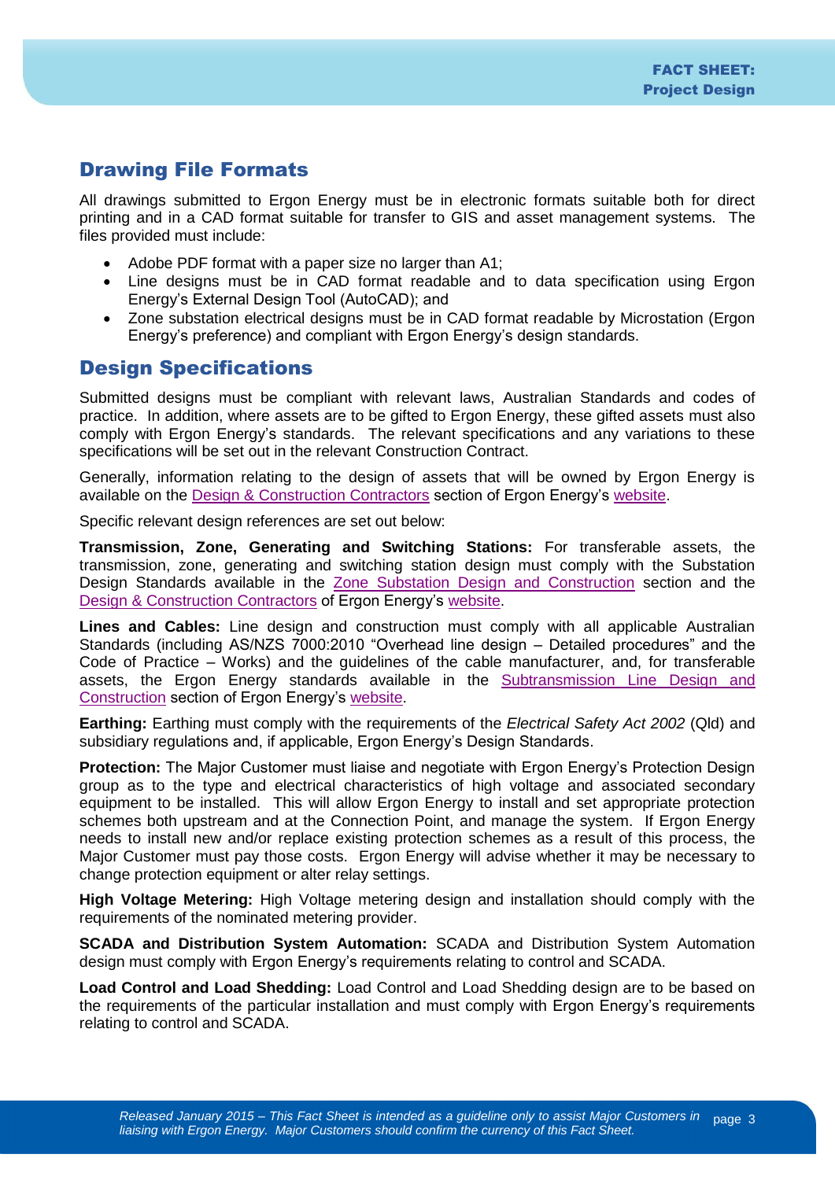## Drawing File Formats

All drawings submitted to Ergon Energy must be in electronic formats suitable both for direct printing and in a CAD format suitable for transfer to GIS and asset management systems. The files provided must include:

- Adobe PDF format with a paper size no larger than A1;
- Line designs must be in CAD format readable and to data specification using Ergon Energy's External Design Tool (AutoCAD); and
- Zone substation electrical designs must be in CAD format readable by Microstation (Ergon Energy's preference) and compliant with Ergon Energy's design standards.

## Design Specifications

Submitted designs must be compliant with relevant laws, Australian Standards and codes of practice. In addition, where assets are to be gifted to Ergon Energy, these gifted assets must also comply with Ergon Energy's standards. The relevant specifications and any variations to these specifications will be set out in the relevant Construction Contract.

Generally, information relating to the design of assets that will be owned by Ergon Energy is available on the Design & Construction Contractors section of Ergon Energy's website.

Specific relevant design references are set out below:

**Transmission, Zone, Generating and Switching Stations:** For transferable assets, the transmission, zone, generating and switching station design must comply with the Substation Design Standards available in the Zone Substation Design and Construction section and the Design & Construction Contractors of Ergon Energy's website.

**Lines and Cables:** Line design and construction must comply with all applicable Australian Standards (including AS/NZS 7000:2010 "Overhead line design – Detailed procedures" and the Code of Practice – Works) and the guidelines of the cable manufacturer, and, for transferable assets, the Ergon Energy standards available in the Subtransmission Line Design and Construction section of Ergon Energy's website.

**Earthing:** Earthing must comply with the requirements of the *Electrical Safety Act 2002* (Qld) and subsidiary regulations and, if applicable, Ergon Energy's Design Standards.

**Protection:** The Major Customer must liaise and negotiate with Ergon Energy's Protection Design group as to the type and electrical characteristics of high voltage and associated secondary equipment to be installed. This will allow Ergon Energy to install and set appropriate protection schemes both upstream and at the Connection Point, and manage the system. If Ergon Energy needs to install new and/or replace existing protection schemes as a result of this process, the Major Customer must pay those costs. Ergon Energy will advise whether it may be necessary to change protection equipment or alter relay settings.

**High Voltage Metering:** High Voltage metering design and installation should comply with the requirements of the nominated metering provider.

**SCADA and Distribution System Automation:** SCADA and Distribution System Automation design must comply with Ergon Energy's requirements relating to control and SCADA.

**Load Control and Load Shedding:** Load Control and Load Shedding design are to be based on the requirements of the particular installation and must comply with Ergon Energy's requirements relating to control and SCADA.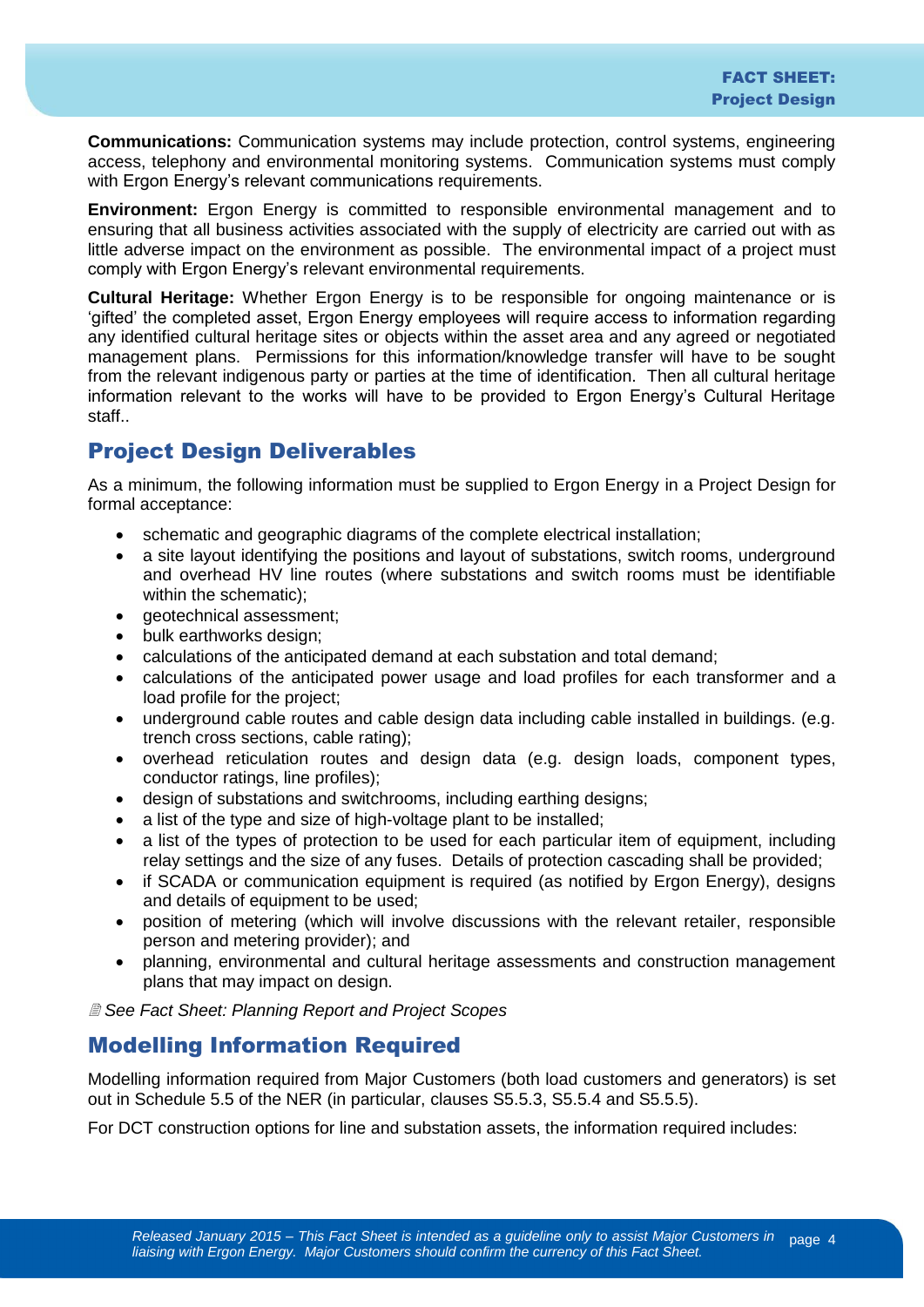**Communications:** Communication systems may include protection, control systems, engineering access, telephony and environmental monitoring systems. Communication systems must comply with Ergon Energy's relevant communications requirements.

**Environment:** Ergon Energy is committed to responsible environmental management and to ensuring that all business activities associated with the supply of electricity are carried out with as little adverse impact on the environment as possible. The environmental impact of a project must comply with Ergon Energy's relevant environmental requirements.

**Cultural Heritage:** Whether Ergon Energy is to be responsible for ongoing maintenance or is 'gifted' the completed asset, Ergon Energy employees will require access to information regarding any identified cultural heritage sites or objects within the asset area and any agreed or negotiated management plans. Permissions for this information/knowledge transfer will have to be sought from the relevant indigenous party or parties at the time of identification. Then all cultural heritage information relevant to the works will have to be provided to Ergon Energy's Cultural Heritage staff..

## Project Design Deliverables

As a minimum, the following information must be supplied to Ergon Energy in a Project Design for formal acceptance:

- schematic and geographic diagrams of the complete electrical installation;
- a site layout identifying the positions and layout of substations, switch rooms, underground and overhead HV line routes (where substations and switch rooms must be identifiable within the schematic);
- geotechnical assessment;
- bulk earthworks design;
- calculations of the anticipated demand at each substation and total demand;
- calculations of the anticipated power usage and load profiles for each transformer and a load profile for the project;
- underground cable routes and cable design data including cable installed in buildings. (e.g. trench cross sections, cable rating);
- overhead reticulation routes and design data (e.g. design loads, component types, conductor ratings, line profiles);
- design of substations and switchrooms, including earthing designs;
- a list of the type and size of high-voltage plant to be installed;
- a list of the types of protection to be used for each particular item of equipment, including relay settings and the size of any fuses. Details of protection cascading shall be provided;
- if SCADA or communication equipment is required (as notified by Ergon Energy), designs and details of equipment to be used;
- position of metering (which will involve discussions with the relevant retailer, responsible person and metering provider); and
- planning, environmental and cultural heritage assessments and construction management plans that may impact on design.

*See Fact Sheet: Planning Report and Project Scopes*

## Modelling Information Required

Modelling information required from Major Customers (both load customers and generators) is set out in Schedule 5.5 of the NER (in particular, clauses S5.5.3, S5.5.4 and S5.5.5).

For DCT construction options for line and substation assets, the information required includes: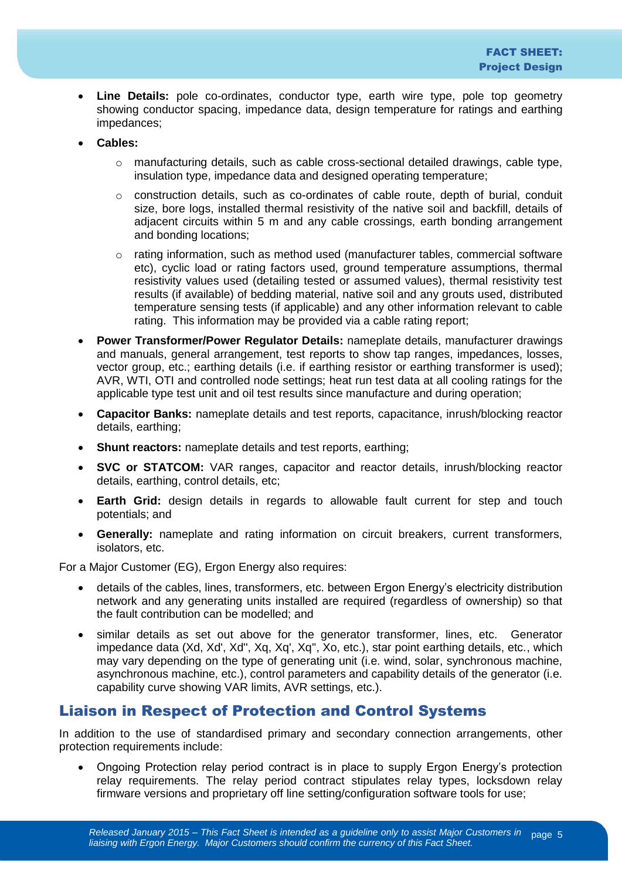- **Line Details:** pole co-ordinates, conductor type, earth wire type, pole top geometry showing conductor spacing, impedance data, design temperature for ratings and earthing impedances;
- **Cables:**
  - manufacturing details, such as cable cross-sectional detailed drawings, cable type, insulation type, impedance data and designed operating temperature;
  - construction details, such as co-ordinates of cable route, depth of burial, conduit size, bore logs, installed thermal resistivity of the native soil and backfill, details of adjacent circuits within 5 m and any cable crossings, earth bonding arrangement and bonding locations;
  - rating information, such as method used (manufacturer tables, commercial software etc), cyclic load or rating factors used, ground temperature assumptions, thermal resistivity values used (detailing tested or assumed values), thermal resistivity test results (if available) of bedding material, native soil and any grouts used, distributed temperature sensing tests (if applicable) and any other information relevant to cable rating. This information may be provided via a cable rating report;
- **Power Transformer/Power Regulator Details:** nameplate details, manufacturer drawings and manuals, general arrangement, test reports to show tap ranges, impedances, losses, vector group, etc.; earthing details (i.e. if earthing resistor or earthing transformer is used); AVR, WTI, OTI and controlled node settings; heat run test data at all cooling ratings for the applicable type test unit and oil test results since manufacture and during operation;
- **Capacitor Banks:** nameplate details and test reports, capacitance, inrush/blocking reactor details, earthing;
- **Shunt reactors:** nameplate details and test reports, earthing;
- **SVC or STATCOM:** VAR ranges, capacitor and reactor details, inrush/blocking reactor details, earthing, control details, etc;
- **Earth Grid:** design details in regards to allowable fault current for step and touch potentials; and
- **Generally:** nameplate and rating information on circuit breakers, current transformers, isolators, etc.

For a Major Customer (EG), Ergon Energy also requires:

- details of the cables, lines, transformers, etc. between Ergon Energy's electricity distribution network and any generating units installed are required (regardless of ownership) so that the fault contribution can be modelled; and
- similar details as set out above for the generator transformer, lines, etc. Generator impedance data (Xd, Xd', Xd'', Xq, Xq', Xq'', Xo, etc.), star point earthing details, etc., which may vary depending on the type of generating unit (i.e. wind, solar, synchronous machine, asynchronous machine, etc.), control parameters and capability details of the generator (i.e. capability curve showing VAR limits, AVR settings, etc.).

## Liaison in Respect of Protection and Control Systems

In addition to the use of standardised primary and secondary connection arrangements, other protection requirements include:

- Ongoing Protection relay period contract is in place to supply Ergon Energy's protection relay requirements. The relay period contract stipulates relay types, locksdown relay firmware versions and proprietary off line setting/configuration software tools for use;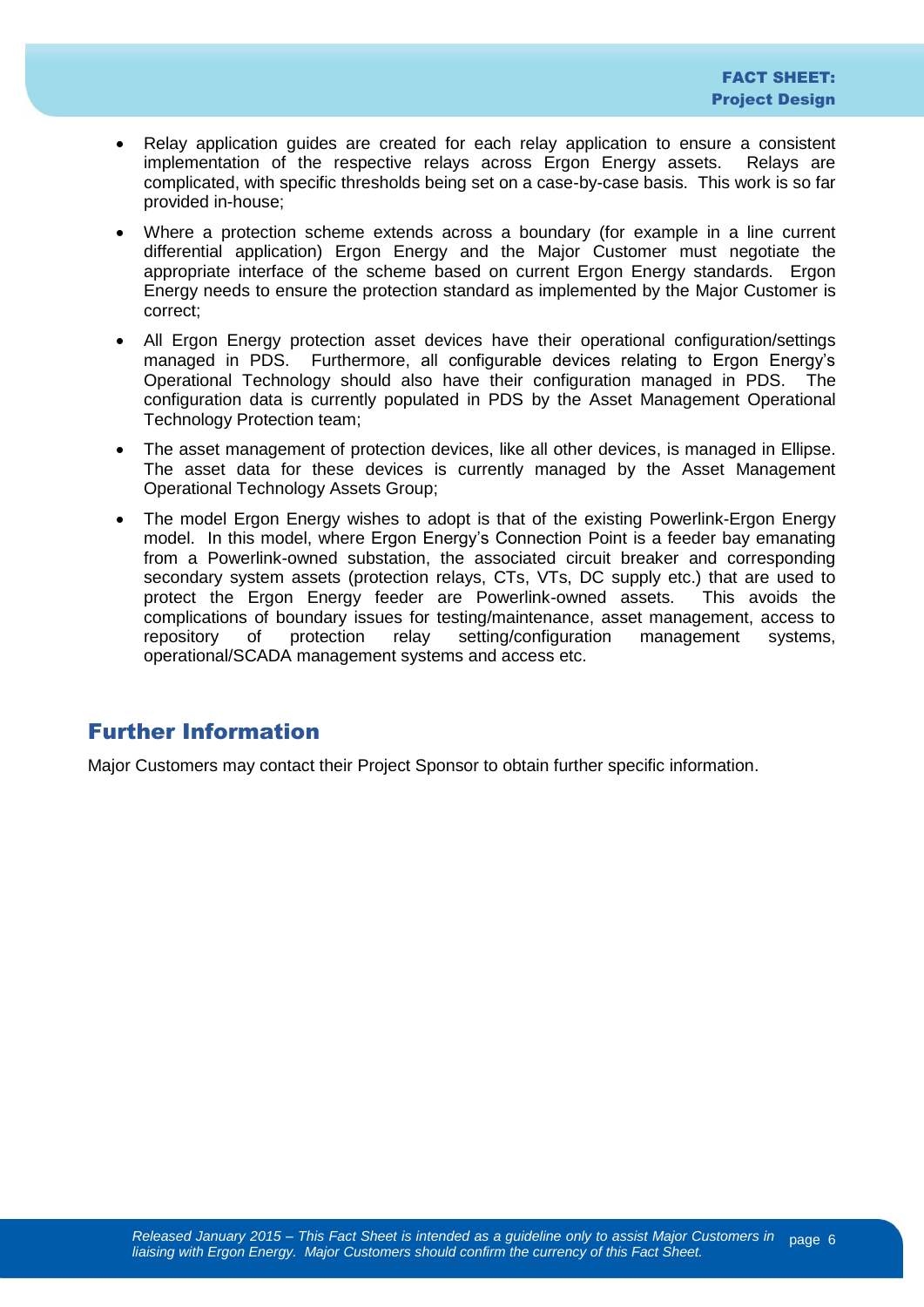- Relay application guides are created for each relay application to ensure a consistent implementation of the respective relays across Ergon Energy assets. Relays are complicated, with specific thresholds being set on a case-by-case basis. This work is so far provided in-house;
- Where a protection scheme extends across a boundary (for example in a line current differential application) Ergon Energy and the Major Customer must negotiate the appropriate interface of the scheme based on current Ergon Energy standards. Ergon Energy needs to ensure the protection standard as implemented by the Major Customer is correct;
- All Ergon Energy protection asset devices have their operational configuration/settings managed in PDS. Furthermore, all configurable devices relating to Ergon Energy's Operational Technology should also have their configuration managed in PDS. The configuration data is currently populated in PDS by the Asset Management Operational Technology Protection team;
- The asset management of protection devices, like all other devices, is managed in Ellipse. The asset data for these devices is currently managed by the Asset Management Operational Technology Assets Group;
- The model Ergon Energy wishes to adopt is that of the existing Powerlink-Ergon Energy model. In this model, where Ergon Energy's Connection Point is a feeder bay emanating from a Powerlink-owned substation, the associated circuit breaker and corresponding secondary system assets (protection relays, CTs, VTs, DC supply etc.) that are used to protect the Ergon Energy feeder are Powerlink-owned assets. This avoids the complications of boundary issues for testing/maintenance, asset management, access to repository of protection relay setting/configuration management systems, operational/SCADA management systems and access etc.

## Further Information

Major Customers may contact their Project Sponsor to obtain further specific information.